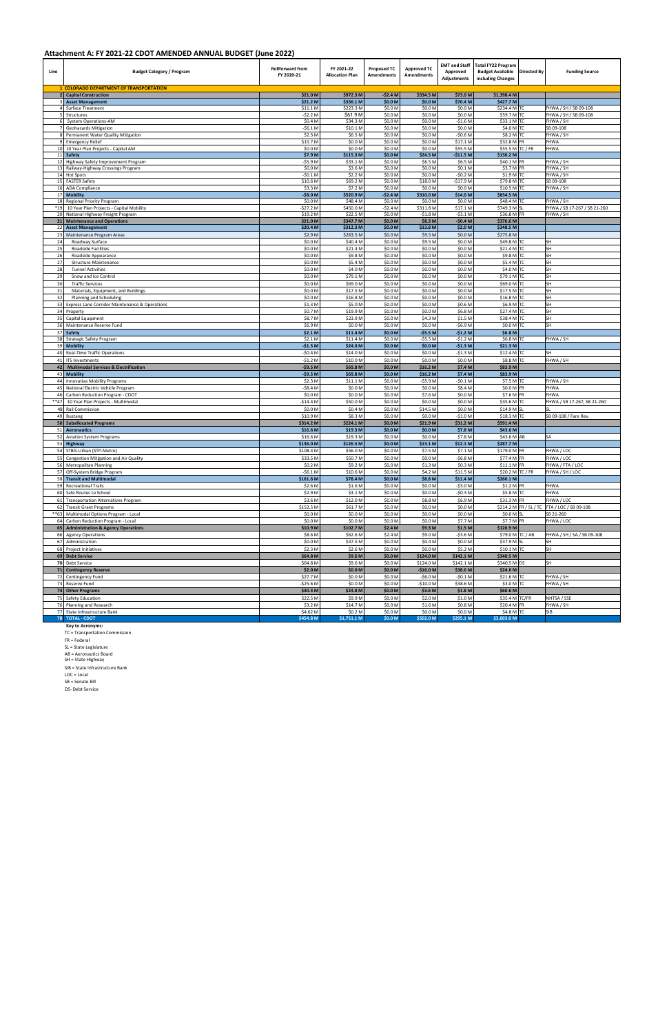## Attachment A: FY 2021-22 CDOT AMENDED ANNUAL BUDGET (June 2022)

| Line | Budget Category / Program | Rollforward from FY 2020-21 | FY 2021-22 Allocation Plan | Proposed TC Amendments | Approved TC Amendments | EMT and Staff Approved Adjustments | Total FY22 Program Budget Available including Changes | Directed By | Funding Source |
|---|---|---|---|---|---|---|---|---|---|
| 1 | **COLORADO DEPARTMENT OF TRANSPORTATION** | | | | | | | | |
| 2 | **Capital Construction** | $21.0 M | $972.3 M | -$2.4 M | $334.5 M | $73.0 M | $1,398.4 M | | |
| 3 | **Asset Management** | $21.2 M | $336.1 M | $0.0 M | $0.0 M | $70.4 M | $427.7 M | | |
| 4 | Surface Treatment | $11.1 M | $223.3 M | $0.0 M | $0.0 M | $0.0 M | $234.4 M | TC | FHWA / SH / SB 09-108 |
| 5 | Structures | -$2.2 M | $61.9 M | $0.0 M | $0.0 M | $0.0 M | $59.7 M | TC | FHWA / SH / SB 09-108 |
| 6 | System Operations-AM | $0.4 M | $34.3 M | $0.0 M | $0.0 M | -$1.6 M | $33.1 M | TC | FHWA / SH |
| 7 | Geohazards Mitigation | -$6.1 M | $10.1 M | $0.0 M | $0.0 M | $0.0 M | $4.0 M | TC | SB 09-108 |
| 8 | Permanent Water Quality Mitigation | $2.3 M | $6.5 M | $0.0 M | $0.0 M | -$0.6 M | $8.2 M | TC | FHWA / SH |
| 9 | Emergency Relief | $15.7 M | $0.0 M | $0.0 M | $0.0 M | $17.1 M | $32.8 M | FR | FHWA |
| 10 | 10 Year Plan Projects - Capital AM | $0.0 M | $0.0 M | $0.0 M | $0.0 M | $55.5 M | $55.5 M | TC / FR | FHWA |
| 11 | **Safety** | $7.9 M | $115.3 M | $0.0 M | $24.5 M | -$11.5 M | $136.2 M | | |
| 12 | Highway Safety Improvement Program | -$5.9 M | $33.1 M | $0.0 M | $6.5 M | $6.5 M | $40.1 M | FR | FHWA / SH |
| 13 | Railway-Highway Crossings Program | $0.0 M | $3.6 M | $0.0 M | $0.0 M | $0.1 M | $3.7 M | FR | FHWA / SH |
| 14 | Hot Spots | -$0.1 M | $2.2 M | $0.0 M | $0.0 M | -$0.2 M | $1.9 M | TC | FHWA / SH |
| 15 | FASTER Safety | $10.6 M | $69.2 M | $0.0 M | $18.0 M | -$17.9 M | $79.8 M | TC | SB 09-108 |
| 16 | ADA Compliance | $3.3 M | $7.2 M | $0.0 M | $0.0 M | $0.0 M | $10.5 M | TC | FHWA / SH |
| 17 | **Mobility** | -$8.0 M | $520.9 M | -$2.4 M | $310.0 M | $14.0 M | $834.5 M | | |
| 18 | Regional Priority Program | $0.0 M | $48.4 M | $0.0 M | $0.0 M | $0.0 M | $48.4 M | TC | FHWA / SH |
| *19 | 10 Year Plan Projects - Capital Mobility | -$27.2 M | $450.0 M | -$2.4 M | $311.8 M | $17.1 M | $749.3 M | SL | FHWA / SB 17-267 / SB 21-260 |
| 20 | National Highway Freight Program | $19.2 M | $22.5 M | $0.0 M | -$1.8 M | -$3.1 M | $36.8 M | FR | FHWA / SH |
| 21 | **Maintenance and Operations** | $21.0 M | $347.7 M | $0.0 M | $8.3 M | -$0.4 M | $376.6 M | | |
| 22 | **Asset Management** | $20.4 M | $312.3 M | $0.0 M | $13.8 M | $2.0 M | $348.5 M | | |
| 23 | Maintenance Program Areas | $2.9 M | $263.5 M | $0.0 M | $9.5 M | $0.0 M | $275.8 M | | |
| 24 | Roadway Surface | $0.0 M | $40.4 M | $0.0 M | $9.5 M | $0.0 M | $49.8 M | TC | SH |
| 25 | Roadside Facilities | $0.0 M | $21.4 M | $0.0 M | $0.0 M | $0.0 M | $21.4 M | TC | SH |
| 26 | Roadside Appearance | $0.0 M | $9.8 M | $0.0 M | $0.0 M | $0.0 M | $9.8 M | TC | SH |
| 27 | Structure Maintenance | $0.0 M | $5.4 M | $0.0 M | $0.0 M | $0.0 M | $5.4 M | TC | SH |
| 28 | Tunnel Activities | $0.0 M | $4.0 M | $0.0 M | $0.0 M | $0.0 M | $4.0 M | TC | SH |
| 29 | Snow and Ice Control | $0.0 M | $79.1 M | $0.0 M | $0.0 M | $0.0 M | $79.1 M | TC | SH |
| 30 | Traffic Services | $0.0 M | $69.0 M | $0.0 M | $0.0 M | $0.0 M | $69.0 M | TC | SH |
| 31 | Materials, Equipment, and Buildings | $0.0 M | $17.5 M | $0.0 M | $0.0 M | $0.0 M | $17.5 M | TC | SH |
| 32 | Planning and Scheduling | $0.0 M | $16.8 M | $0.0 M | $0.0 M | $0.0 M | $16.8 M | TC | SH |
| 33 | Express Lane Corridor Maintenance & Operations | $1.3 M | $5.0 M | $0.0 M | $0.0 M | $0.6 M | $6.9 M | TC | SH |
| 34 | Property | $0.7 M | $19.9 M | $0.0 M | $0.0 M | $6.8 M | $27.4 M | TC | SH |
| 35 | Capital Equipment | $8.7 M | $23.9 M | $0.0 M | $4.3 M | $1.5 M | $38.4 M | TC | SH |
| 36 | Maintenance Reserve Fund | $6.9 M | $0.0 M | $0.0 M | $0.0 M | -$6.9 M | $0.0 M | TC | SH |
| 37 | **Safety** | $2.1 M | $11.4 M | $0.0 M | -$5.5 M | -$1.2 M | $6.8 M | | |
| 38 | Strategic Safety Program | $2.1 M | $11.4 M | $0.0 M | -$5.5 M | -$1.2 M | $6.8 M | TC | FHWA / SH |
| 39 | **Mobility** | -$1.5 M | $24.0 M | $0.0 M | $0.0 M | -$1.3 M | $21.3 M | | |
| 40 | Real-Time Traffic Operations | -$0.4 M | $14.0 M | $0.0 M | $0.0 M | -$1.3 M | $12.4 M | TC | SH |
| 41 | ITS Investments | -$1.2 M | $10.0 M | $0.0 M | $0.0 M | $0.0 M | $8.8 M | TC | FHWA / SH |
| 42 | **Multimodal Services & Electrification** | -$9.5 M | $69.8 M | $0.0 M | $16.2 M | $7.4 M | $83.9 M | | |
| 43 | **Mobility** | -$9.5 M | $69.8 M | $0.0 M | $16.2 M | $7.4 M | $83.9 M | | |
| 44 | Innovative Mobility Programs | $2.3 M | $11.1 M | $0.0 M | -$5.9 M | -$0.1 M | $7.5 M | TC | FHWA / SH |
| 45 | National Electric Vehicle Program | -$8.4 M | $0.0 M | $0.0 M | $0.0 M | $8.4 M | $0.0 M | FR | FHWA |
| 46 | Carbon Reduction Program - CDOT | $0.0 M | $0.0 M | $0.0 M | $7.6 M | $0.0 M | $7.6 M | FR | FHWA |
| **47 | 10 Year Plan Projects - Multimodal | -$14.4 M | $50.0 M | $0.0 M | $0.0 M | $0.0 M | $35.6 M | TC | FHWA / SB 17-267, SB 21-260 |
| 48 | Rail Commission | $0.0 M | $0.4 M | $0.0 M | $14.5 M | $0.0 M | $14.9 M | SL | SL |
| 49 | Bustang | $10.9 M | $8.3 M | $0.0 M | $0.0 M | -$1.0 M | $18.3 M | TC | SB 09-108 / Fare Rev. |
| 50 | **Suballocated Programs** | $314.2 M | $224.1 M | $0.0 M | $21.9 M | $31.2 M | $591.4 M | | |
| 51 | **Aeronautics** | $16.6 M | $19.3 M | $0.0 M | $0.0 M | $7.8 M | $43.6 M | | |
| 52 | Aviation System Programs | $16.6 M | $19.3 M | $0.0 M | $0.0 M | $7.8 M | $43.6 M | AB | SA |
| 53 | **Highway** | $136.0 M | $126.5 M | $0.0 M | $13.1 M | $12.1 M | $287.7 M | | |
| 54 | STBG-Urban (STP-Metro) | $108.4 M | $56.0 M | $0.0 M | $7.5 M | $7.1 M | $179.0 M | FR | FHWA / LOC |
| 55 | Congestion Mitigation and Air Quality | $33.5 M | $50.7 M | $0.0 M | $0.0 M | -$6.8 M | $77.4 M | FR | FHWA / LOC |
| 56 | Metropolitan Planning | $0.2 M | $9.2 M | $0.0 M | $1.3 M | $0.3 M | $11.1 M | FR | FHWA / FTA / LOC |
| 57 | Off-System Bridge Program | -$6.1 M | $10.6 M | $0.0 M | $4.2 M | $11.5 M | $20.2 M | TC / FR | FHWA / SH / LOC |
| 58 | **Transit and Multimodal** | $161.6 M | $78.4 M | $0.0 M | $8.8 M | $11.4 M | $260.1 M | | |
| 59 | Recreational Trails | $2.6 M | $1.6 M | $0.0 M | $0.0 M | -$3.0 M | $1.2 M | FR | FHWA |
| 60 | Safe Routes to School | $2.9 M | $3.1 M | $0.0 M | $0.0 M | -$0.3 M | $5.8 M | TC | FHWA |
| 61 | Transportation Alternatives Program | $3.6 M | $12.0 M | $0.0 M | $8.8 M | $6.9 M | $31.3 M | FR | FHWA / LOC |
| 62 | Transit Grant Programs | $152.5 M | $61.7 M | $0.0 M | $0.0 M | $0.0 M | $214.2 M | FR / SL / TC | FTA / LOC / SB 09-108 |
| **63 | Multimodal Options Program - Local | $0.0 M | $0.0 M | $0.0 M | $0.0 M | $0.0 M | $0.0 M | SL | SB 21-260 |
| 64 | Carbon Reduction Program - Local | $0.0 M | $0.0 M | $0.0 M | $0.0 M | $7.7 M | $7.7 M | FR | FHWA / LOC |
| 65 | **Administration & Agency Operations** | $10.9 M | $102.7 M | $2.4 M | $9.3 M | $1.5 M | $126.9 M | | |
| 66 | Agency Operations | $8.6 M | $62.6 M | $2.4 M | $9.0 M | -$3.6 M | $79.0 M | TC / AB | FHWA / SH / SA / SB 09-108 |
| 67 | Administration | $0.0 M | $37.5 M | $0.0 M | $0.4 M | $0.0 M | $37.9 M | SL | SH |
| 68 | Project Initiatives | $2.3 M | $2.6 M | $0.0 M | $0.0 M | $5.2 M | $10.1 M | TC | SH |
| 69 | **Debt Service** | $64.8 M | $9.6 M | $0.0 M | $124.0 M | $142.1 M | $340.5 M | | |
| 70 | Debt Service | $64.8 M | $9.6 M | $0.0 M | $124.0 M | $142.1 M | $340.5 M | DS | SH |
| 71 | **Contingency Reserve** | $2.0 M | $0.0 M | $0.0 M | -$16.0 M | $38.6 M | $24.6 M | | |
| 72 | Contingency Fund | $27.7 M | $0.0 M | $0.0 M | -$6.0 M | -$0.1 M | $21.6 M | TC | FHWA / SH |
| 73 | Reserve Fund | -$25.6 M | $0.0 M | $0.0 M | -$10.0 M | $38.6 M | $3.0 M | TC | FHWA / SH |
| 74 | **Other Programs** | $30.3 M | $24.8 M | $0.0 M | $3.6 M | $1.8 M | $60.6 M | | |
| 75 | Safety Education | $22.5 M | $9.9 M | $0.0 M | $2.0 M | $1.0 M | $35.4 M | TC/FR | NHTSA / SSE |
| 76 | Planning and Research | $3.2 M | $14.7 M | $0.0 M | $1.6 M | $0.8 M | $20.4 M | FR | FHWA / SH |
| 77 | State Infrastructure Bank | $4.62 M | $0.2 M | $0.0 M | $0.0 M | $0.0 M | $4.8 M | TC | SIB |
| 78 | **TOTAL - CDOT** | $454.8 M | $1,751.1 M | $0.0 M | $502.0 M | $295.1 M | $3,003.0 M | | |

**Key to Acronyms:**

TC = Transportation Commission

FR = Federal

SL = State Legislature

AB = Aeronautics Board

SH = State Highway

SIB = State Infrastructure Bank

LOC = Local

SB = Senate Bill

DS- Debt Service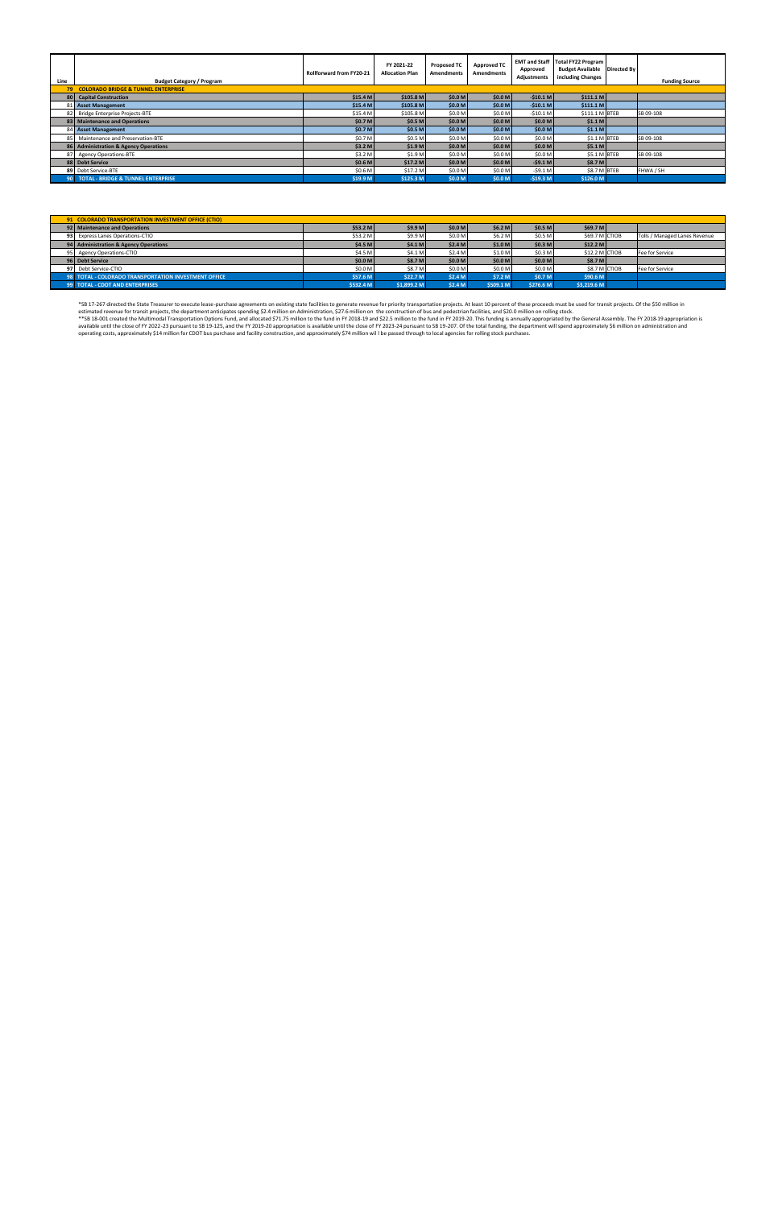| Line | Budget Category / Program | Rollforward from FY20-21 | FY 2021-22 Allocation Plan | Proposed TC Amendments | Approved TC Amendments | EMT and Staff Approved Adjustments | Total FY22 Program Budget Available including Changes | Directed By | Funding Source |
|---|---|---|---|---|---|---|---|---|---|
| 79 | **COLORADO BRIDGE & TUNNEL ENTERPRISE** | | | | | | | | |
| 80 | **Capital Construction** | **$15.4 M** | **$105.8 M** | **$0.0 M** | **$0.0 M** | **-$10.1 M** | **$111.1 M** | | |
| 81 | **Asset Management** | **$15.4 M** | **$105.8 M** | **$0.0 M** | **$0.0 M** | **-$10.1 M** | **$111.1 M** | | |
| 82 | Bridge Enterprise Projects-BTE | $15.4 M | $105.8 M | $0.0 M | $0.0 M | -$10.1 M | $111.1 M | BTEB | SB 09-108 |
| 83 | **Maintenance and Operations** | **$0.7 M** | **$0.5 M** | **$0.0 M** | **$0.0 M** | **$0.0 M** | **$1.1 M** | | |
| 84 | **Asset Management** | **$0.7 M** | **$0.5 M** | **$0.0 M** | **$0.0 M** | **$0.0 M** | **$1.1 M** | | |
| 85 | Maintenance and Preservation-BTE | $0.7 M | $0.5 M | $0.0 M | $0.0 M | $0.0 M | $1.1 M | BTEB | SB 09-108 |
| 86 | **Administration & Agency Operations** | **$3.2 M** | **$1.9 M** | **$0.0 M** | **$0.0 M** | **$0.0 M** | **$5.1 M** | | |
| 87 | Agency Operations-BTE | $3.2 M | $1.9 M | $0.0 M | $0.0 M | $0.0 M | $5.1 M | BTEB | SB 09-108 |
| 88 | **Debt Service** | **$0.6 M** | **$17.2 M** | **$0.0 M** | **$0.0 M** | **-$9.1 M** | **$8.7 M** | | |
| 89 | Debt Service-BTE | $0.6 M | $17.2 M | $0.0 M | $0.0 M | -$9.1 M | $8.7 M | BTEB | FHWA / SH |
| 90 | **TOTAL - BRIDGE & TUNNEL ENTERPRISE** | **$19.9 M** | **$125.3 M** | **$0.0 M** | **$0.0 M** | **-$19.3 M** | **$126.0 M** | | |

| Line | Budget Category / Program | Rollforward from FY20-21 | FY 2021-22 Allocation Plan | Proposed TC Amendments | Approved TC Amendments | EMT and Staff Approved Adjustments | Total FY22 Program Budget Available including Changes | Directed By | Funding Source |
|---|---|---|---|---|---|---|---|---|---|
| 91 | **COLORADO TRANSPORTATION INVESTMENT OFFICE (CTIO)** | | | | | | | | |
| 92 | **Maintenance and Operations** | **$53.2 M** | **$9.9 M** | **$0.0 M** | **$6.2 M** | **$0.5 M** | **$69.7 M** | | |
| 93 | Express Lanes Operations-CTIO | $53.2 M | $9.9 M | $0.0 M | $6.2 M | $0.5 M | $69.7 M | CTIOB | Tolls / Managed Lanes Revenue |
| 94 | **Administration & Agency Operations** | **$4.5 M** | **$4.1 M** | **$2.4 M** | **$1.0 M** | **$0.3 M** | **$12.2 M** | | |
| 95 | Agency Operations-CTIO | $4.5 M | $4.1 M | $2.4 M | $1.0 M | $0.3 M | $12.2 M | CTIOB | Fee for Service |
| 96 | **Debt Service** | **$0.0 M** | **$8.7 M** | **$0.0 M** | **$0.0 M** | **$0.0 M** | **$8.7 M** | | |
| 97 | Debt Service-CTIO | $0.0 M | $8.7 M | $0.0 M | $0.0 M | $0.0 M | $8.7 M | CTIOB | Fee for Service |
| 98 | **TOTAL - COLORADO TRANSPORTATION INVESTMENT OFFICE** | **$57.6 M** | **$22.7 M** | **$2.4 M** | **$7.2 M** | **$0.7 M** | **$90.6 M** | | |
| 99 | **TOTAL - CDOT AND ENTERPRISES** | **$532.4 M** | **$1,899.2 M** | **$2.4 M** | **$509.1 M** | **$276.6 M** | **$3,219.6 M** | | |

*SB 17-267 directed the State Treasurer to execute lease-purchase agreements on existing state facilities to generate revenue for priority transportation projects. At least 10 percent of these proceeds must be used for transit projects. Of the $50 million in estimated revenue for transit projects, the department anticipates spending $2.4 million on Administration, $27.6 million on the construction of bus and pedestrian facilities, and $20.0 million on rolling stock.

**SB 18-001 created the Multimodal Transportation Options Fund, and allocated $71.75 million to the fund in FY 2018-19 and $22.5 million to the fund in FY 2019-20. This funding is annually appropriated by the General Assembly. The FY 2018-19 appropriation is available until the close of FY 2022-23 pursuant to SB 19-125, and the FY 2019-20 appropriation is available until the close of FY 2023-24 pursuant to SB 19-207. Of the total funding, the department will spend approximately $6 million on administration and operating costs, approximately $14 million for CDOT bus purchase and facility construction, and approximately $74 million wil l be passed through to local agencies for rolling stock purchases.